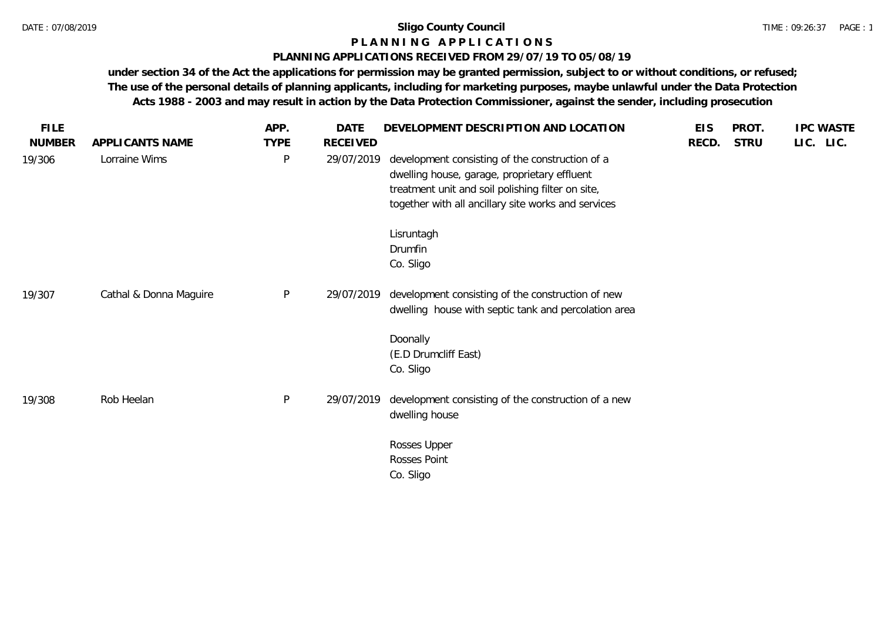# Sligo County Council

## P L A N N I N G   A P P L I C A T I O N S

### PLANNING APPLICATIONS RECEIVED FROM 29/07/19 TO 05/08/19

**under section 34 of the Act the applications for permission may be granted permission, subject to or without conditions, or refused; The use of the personal details of planning applicants, including for marketing purposes, maybe unlawful under the Data Protection Acts 1988 - 2003 and may result in action by the Data Protection Commissioner, against the sender, including prosecution**

| FILE NUMBER | APPLICANTS NAME | APP. TYPE | DATE RECEIVED | DEVELOPMENT DESCRIPTION AND LOCATION | EIS RECD. | PROT. STRU | IPC LIC. | WASTE LIC. |
|---|---|---|---|---|---|---|---|---|
| 19/306 | Lorraine Wims | P | 29/07/2019 | development consisting of the construction of a dwelling house, garage, proprietary effluent treatment unit and soil polishing filter on site, together with all ancillary site works and services<br><br>Lisruntagh<br>Drumfin<br>Co. Sligo | | | | |
| 19/307 | Cathal & Donna Maguire | P | 29/07/2019 | development consisting of the construction of new dwelling house with septic tank and percolation area<br><br>Doonally<br>(E.D Drumcliff East)<br>Co. Sligo | | | | |
| 19/308 | Rob Heelan | P | 29/07/2019 | development consisting of the construction of a new dwelling house<br><br>Rosses Upper<br>Rosses Point<br>Co. Sligo | | | | |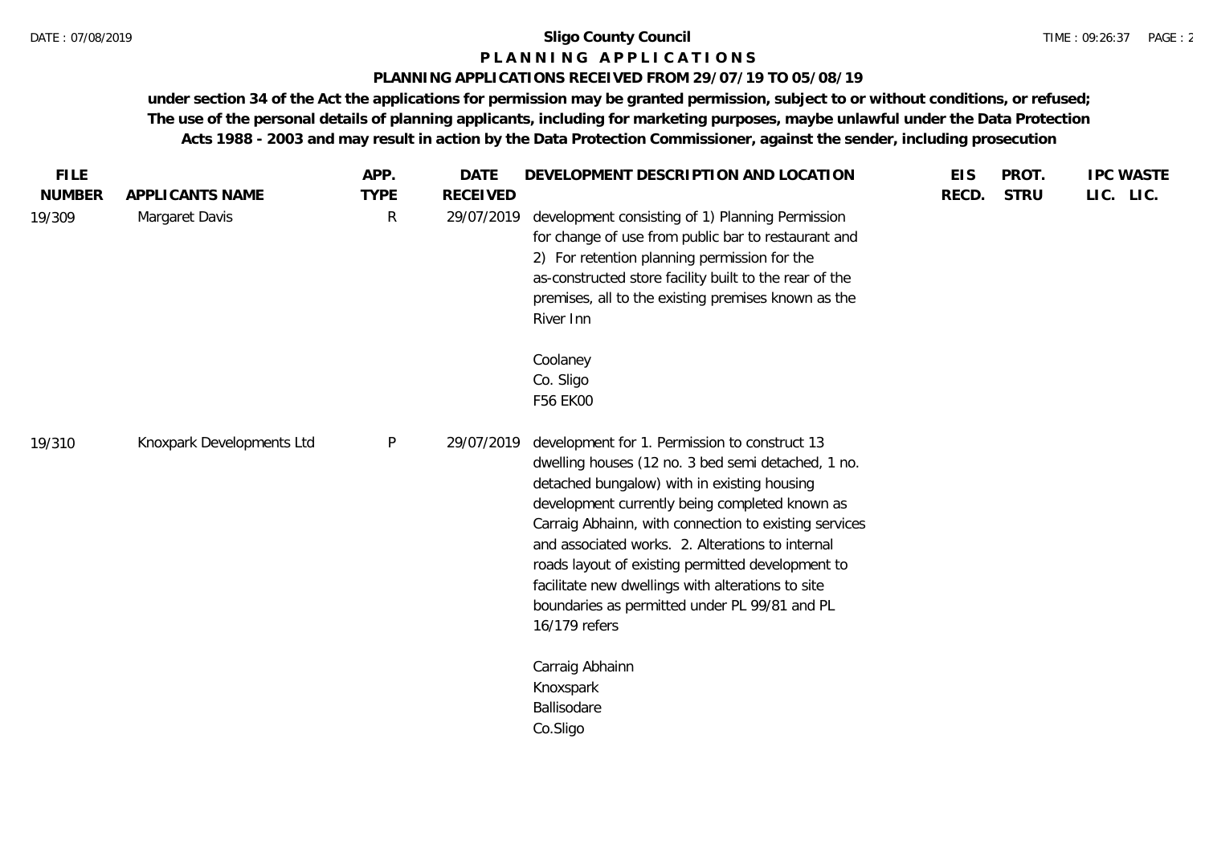**Sligo County Council**

**P L A N N I N G   A P P L I C A T I O N S**

**PLANNING APPLICATIONS RECEIVED FROM 29/07/19 TO 05/08/19**

**under section 34 of the Act the applications for permission may be granted permission, subject to or without conditions, or refused; The use of the personal details of planning applicants, including for marketing purposes, maybe unlawful under the Data Protection Acts 1988 - 2003 and may result in action by the Data Protection Commissioner, against the sender, including prosecution**

| FILE NUMBER | APPLICANTS NAME | APP. TYPE | DATE RECEIVED | DEVELOPMENT DESCRIPTION AND LOCATION | EIS RECD. | PROT. STRU | IPC LIC. | WASTE LIC. |
|---|---|---|---|---|---|---|---|---|
| 19/309 | Margaret Davis | R | 29/07/2019 | development consisting of 1) Planning Permission for change of use from public bar to restaurant and 2) For retention planning permission for the as-constructed store facility built to the rear of the premises, all to the existing premises known as the River Inn<br><br>Coolaney<br>Co. Sligo<br>F56 EK00 | | | | |
| 19/310 | Knoxpark Developments Ltd | P | 29/07/2019 | development for 1. Permission to construct 13 dwelling houses (12 no. 3 bed semi detached, 1 no. detached bungalow) with in existing housing development currently being completed known as Carraig Abhainn, with connection to existing services and associated works. 2. Alterations to internal roads layout of existing permitted development to facilitate new dwellings with alterations to site boundaries as permitted under PL 99/81 and PL 16/179 refers<br><br>Carraig Abhainn<br>Knoxspark<br>Ballisodare<br>Co.Sligo | | | | |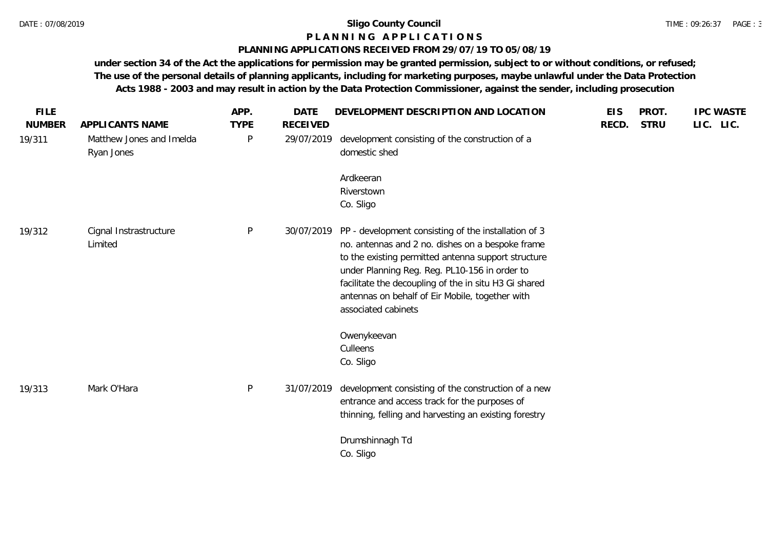**Sligo County Council**

**P L A N N I N G A P P L I C A T I O N S**

**PLANNING APPLICATIONS RECEIVED FROM 29/07/19 TO 05/08/19**

**under section 34 of the Act the applications for permission may be granted permission, subject to or without conditions, or refused; The use of the personal details of planning applicants, including for marketing purposes, maybe unlawful under the Data Protection Acts 1988 - 2003 and may result in action by the Data Protection Commissioner, against the sender, including prosecution**

| FILE NUMBER | APPLICANTS NAME | APP. TYPE | DATE RECEIVED | DEVELOPMENT DESCRIPTION AND LOCATION | EIS RECD. | PROT. STRU | IPC LIC. | WASTE LIC. |
|---|---|---|---|---|---|---|---|---|
| 19/311 | Matthew Jones and Imelda Ryan Jones | P | 29/07/2019 | development consisting of the construction of a domestic shed<br><br>Ardkeeran<br>Riverstown<br>Co. Sligo | | | | |
| 19/312 | Cignal Instrastructure Limited | P | 30/07/2019 | PP - development consisting of the installation of 3 no. antennas and 2 no. dishes on a bespoke frame to the existing permitted antenna support structure under Planning Reg. Reg. PL10-156 in order to facilitate the decoupling of the in situ H3 Gi shared antennas on behalf of Eir Mobile, together with associated cabinets<br><br>Owenykeevan<br>Culleens<br>Co. Sligo | | | | |
| 19/313 | Mark O'Hara | P | 31/07/2019 | development consisting of the construction of a new entrance and access track for the purposes of thinning, felling and harvesting an existing forestry<br><br>Drumshinnagh Td<br>Co. Sligo | | | | |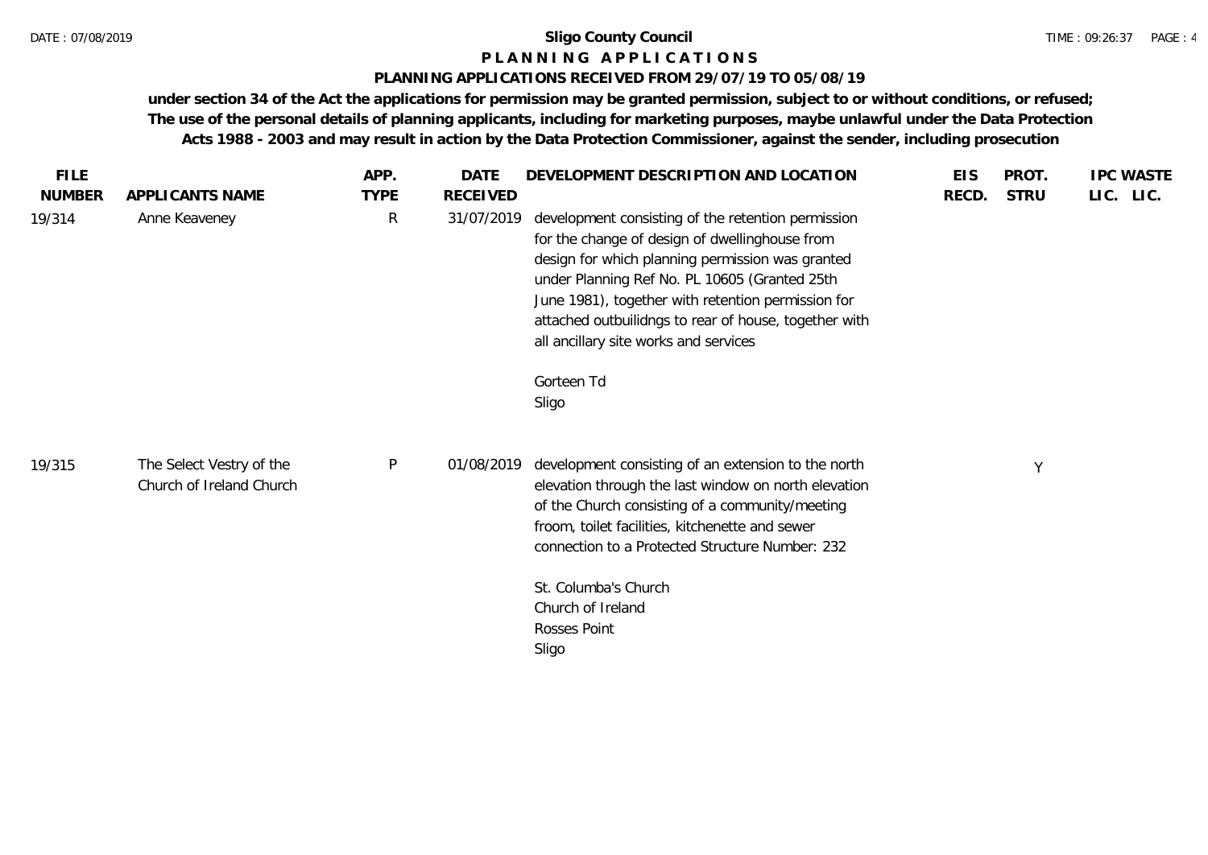**Sligo County Council**

**P L A N N I N G   A P P L I C A T I O N S**

**PLANNING APPLICATIONS RECEIVED FROM 29/07/19 TO 05/08/19**

**under section 34 of the Act the applications for permission may be granted permission, subject to or without conditions, or refused; The use of the personal details of planning applicants, including for marketing purposes, maybe unlawful under the Data Protection Acts 1988 - 2003 and may result in action by the Data Protection Commissioner, against the sender, including prosecution**

| FILE NUMBER | APPLICANTS NAME | APP. TYPE | DATE RECEIVED | DEVELOPMENT DESCRIPTION AND LOCATION | EIS RECD. | PROT. STRU | IPC LIC. | WASTE LIC. |
|---|---|---|---|---|---|---|---|---|
| 19/314 | Anne Keaveney | R | 31/07/2019 | development consisting of the retention permission for the change of design of dwellinghouse from design for which planning permission was granted under Planning Ref No. PL 10605 (Granted 25th June 1981), together with retention permission for attached outbuilidngs to rear of house, together with all ancillary site works and services<br><br>Gorteen Td<br>Sligo | | | | |
| 19/315 | The Select Vestry of the Church of Ireland Church | P | 01/08/2019 | development consisting of an extension to the north elevation through the last window on north elevation of the Church consisting of a community/meeting froom, toilet facilities, kitchenette and sewer connection to a Protected Structure Number: 232<br><br>St. Columba's Church<br>Church of Ireland<br>Rosses Point<br>Sligo | | Y | | |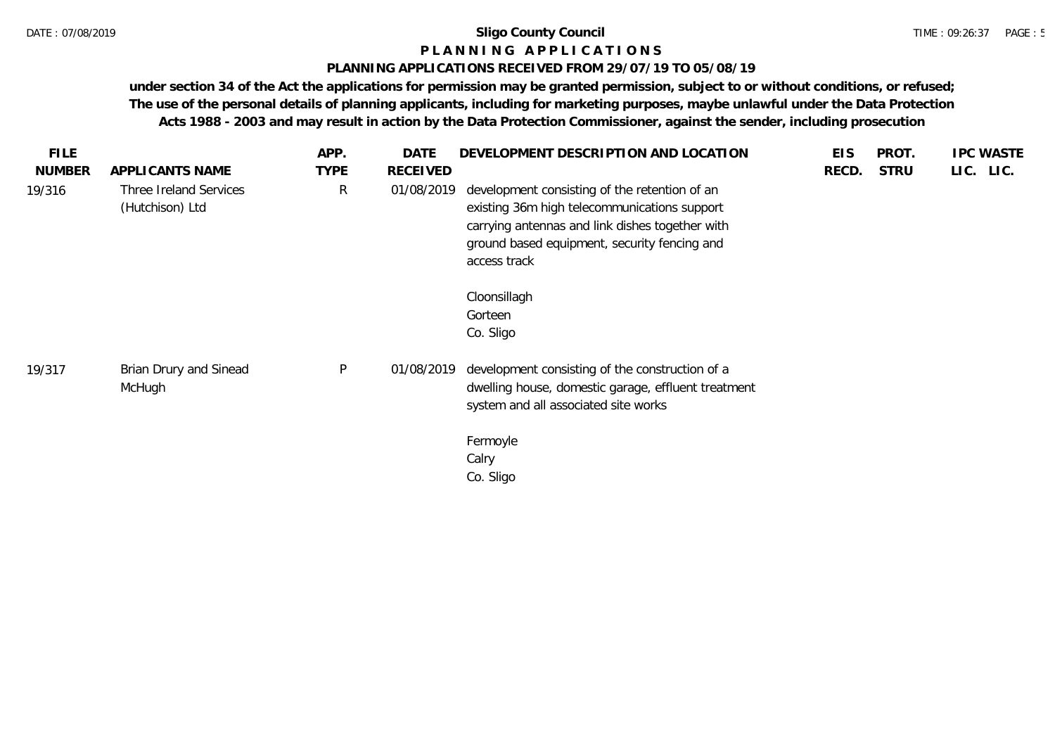**Sligo County Council**

**P L A N N I N G   A P P L I C A T I O N S**

**PLANNING APPLICATIONS RECEIVED FROM 29/07/19 TO 05/08/19**

**under section 34 of the Act the applications for permission may be granted permission, subject to or without conditions, or refused; The use of the personal details of planning applicants, including for marketing purposes, maybe unlawful under the Data Protection Acts 1988 - 2003 and may result in action by the Data Protection Commissioner, against the sender, including prosecution**

| FILE NUMBER | APPLICANTS NAME | APP. TYPE | DATE RECEIVED | DEVELOPMENT DESCRIPTION AND LOCATION | EIS RECD. | PROT. STRU | IPC LIC. | WASTE LIC. |
|---|---|---|---|---|---|---|---|---|
| 19/316 | Three Ireland Services (Hutchison) Ltd | R | 01/08/2019 | development consisting of the retention of an existing 36m high telecommunications support carrying antennas and link dishes together with ground based equipment, security fencing and access track<br><br>Cloonsillagh<br>Gorteen<br>Co. Sligo | | | | |
| 19/317 | Brian Drury and Sinead McHugh | P | 01/08/2019 | development consisting of the construction of a dwelling house, domestic garage, effluent treatment system and all associated site works<br><br>Fermoyle<br>Calry<br>Co. Sligo | | | | |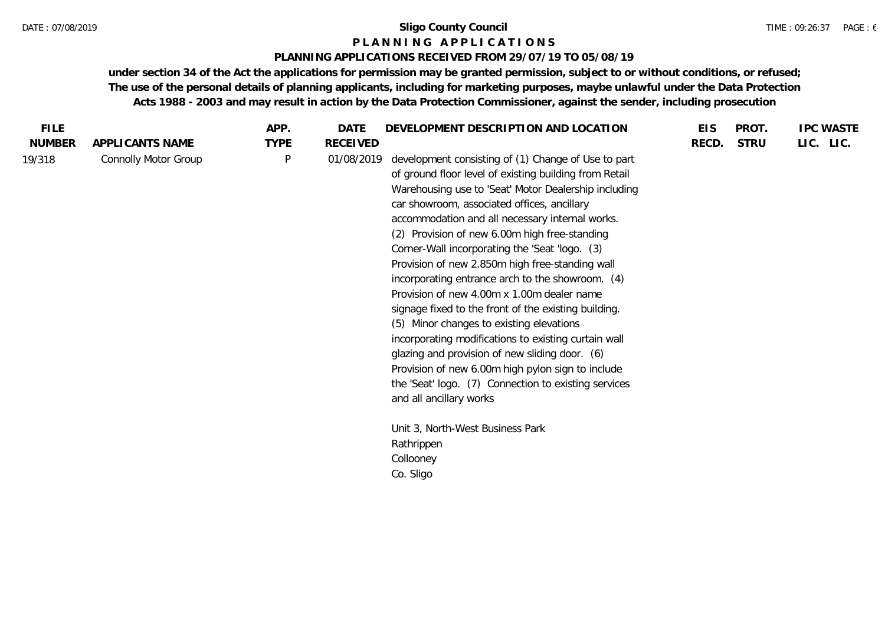**Sligo County Council**

**P L A N N I N G   A P P L I C A T I O N S**

**PLANNING APPLICATIONS RECEIVED FROM 29/07/19 TO 05/08/19**

**under section 34 of the Act the applications for permission may be granted permission, subject to or without conditions, or refused; The use of the personal details of planning applicants, including for marketing purposes, maybe unlawful under the Data Protection Acts 1988 - 2003 and may result in action by the Data Protection Commissioner, against the sender, including prosecution**

| FILE NUMBER | APPLICANTS NAME | APP. TYPE | DATE RECEIVED | DEVELOPMENT DESCRIPTION AND LOCATION | EIS RECD. | PROT. STRU | IPC LIC. | WASTE LIC. |
|---|---|---|---|---|---|---|---|---|
| 19/318 | Connolly Motor Group | P | 01/08/2019 | development consisting of (1) Change of Use to part of ground floor level of existing building from Retail Warehousing use to 'Seat' Motor Dealership including car showroom, associated offices, ancillary accommodation and all necessary internal works. (2) Provision of new 6.00m high free-standing Corner-Wall incorporating the 'Seat 'logo. (3) Provision of new 2.850m high free-standing wall incorporating entrance arch to the showroom. (4) Provision of new 4.00m x 1.00m dealer name signage fixed to the front of the existing building. (5) Minor changes to existing elevations incorporating modifications to existing curtain wall glazing and provision of new sliding door. (6) Provision of new 6.00m high pylon sign to include the 'Seat' logo. (7) Connection to existing services and all ancillary works<br><br>Unit 3, North-West Business Park<br>Rathrippen<br>Collooney<br>Co. Sligo | | | | |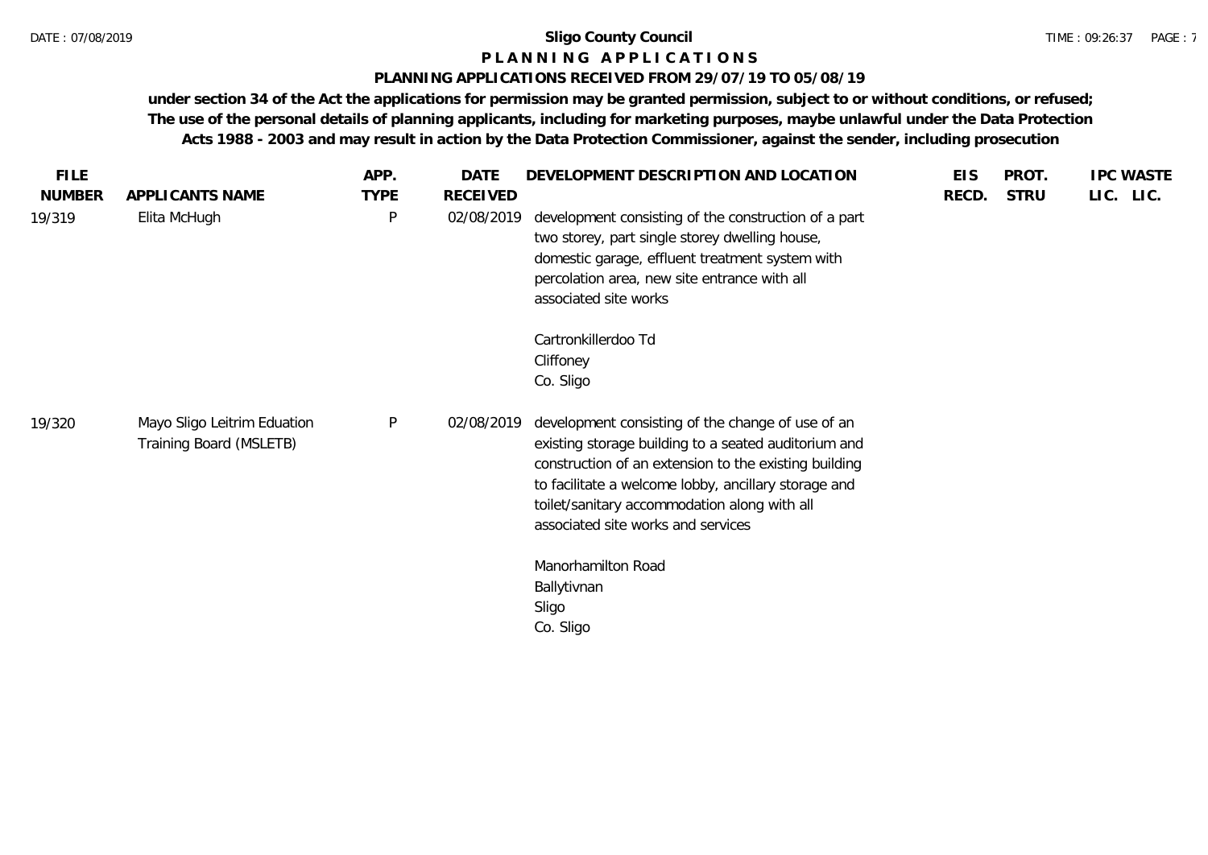**Sligo County Council**

**P L A N N I N G   A P P L I C A T I O N S**

**PLANNING APPLICATIONS RECEIVED FROM 29/07/19 TO 05/08/19**

**under section 34 of the Act the applications for permission may be granted permission, subject to or without conditions, or refused; The use of the personal details of planning applicants, including for marketing purposes, maybe unlawful under the Data Protection Acts 1988 - 2003 and may result in action by the Data Protection Commissioner, against the sender, including prosecution**

| FILE NUMBER | APPLICANTS NAME | APP. TYPE | DATE RECEIVED | DEVELOPMENT DESCRIPTION AND LOCATION | EIS RECD. | PROT. STRU | IPC LIC. | WASTE LIC. |
|---|---|---|---|---|---|---|---|---|
| 19/319 | Elita McHugh | P | 02/08/2019 | development consisting of the construction of a part two storey, part single storey dwelling house, domestic garage, effluent treatment system with percolation area, new site entrance with all associated site works<br><br>Cartronkillerdoo Td<br>Cliffoney<br>Co. Sligo | | | | |
| 19/320 | Mayo Sligo Leitrim Eduation Training Board (MSLETB) | P | 02/08/2019 | development consisting of the change of use of an existing storage building to a seated auditorium and construction of an extension to the existing building to facilitate a welcome lobby, ancillary storage and toilet/sanitary accommodation along with all associated site works and services<br><br>Manorhamilton Road<br>Ballytivnan<br>Sligo<br>Co. Sligo | | | | |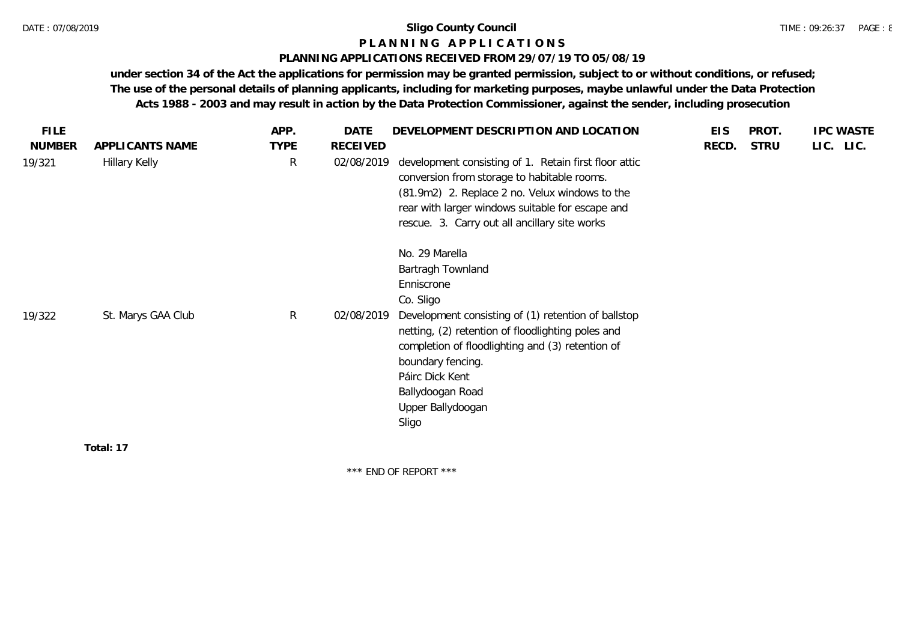**Sligo County Council**

**P L A N N I N G   A P P L I C A T I O N S**

**PLANNING APPLICATIONS RECEIVED FROM 29/07/19 TO 05/08/19**

**under section 34 of the Act the applications for permission may be granted permission, subject to or without conditions, or refused; The use of the personal details of planning applicants, including for marketing purposes, maybe unlawful under the Data Protection Acts 1988 - 2003 and may result in action by the Data Protection Commissioner, against the sender, including prosecution**

| FILE NUMBER | APPLICANTS NAME | APP. TYPE | DATE RECEIVED | DEVELOPMENT DESCRIPTION AND LOCATION | EIS RECD. | PROT. STRU | IPC LIC. | WASTE LIC. |
|---|---|---|---|---|---|---|---|---|
| 19/321 | Hillary Kelly | R | 02/08/2019 | development consisting of 1. Retain first floor attic conversion from storage to habitable rooms. (81.9m2) 2. Replace 2 no. Velux windows to the rear with larger windows suitable for escape and rescue. 3. Carry out all ancillary site works<br><br>No. 29 Marella<br>Bartragh Townland<br>Enniscrone<br>Co. Sligo | | | | |
| 19/322 | St. Marys GAA Club | R | 02/08/2019 | Development consisting of (1) retention of ballstop netting, (2) retention of floodlighting poles and completion of floodlighting and (3) retention of boundary fencing.<br>Páirc Dick Kent<br>Ballydoogan Road<br>Upper Ballydoogan<br>Sligo | | | | |

**Total: 17**

\*\*\* END OF REPORT \*\*\*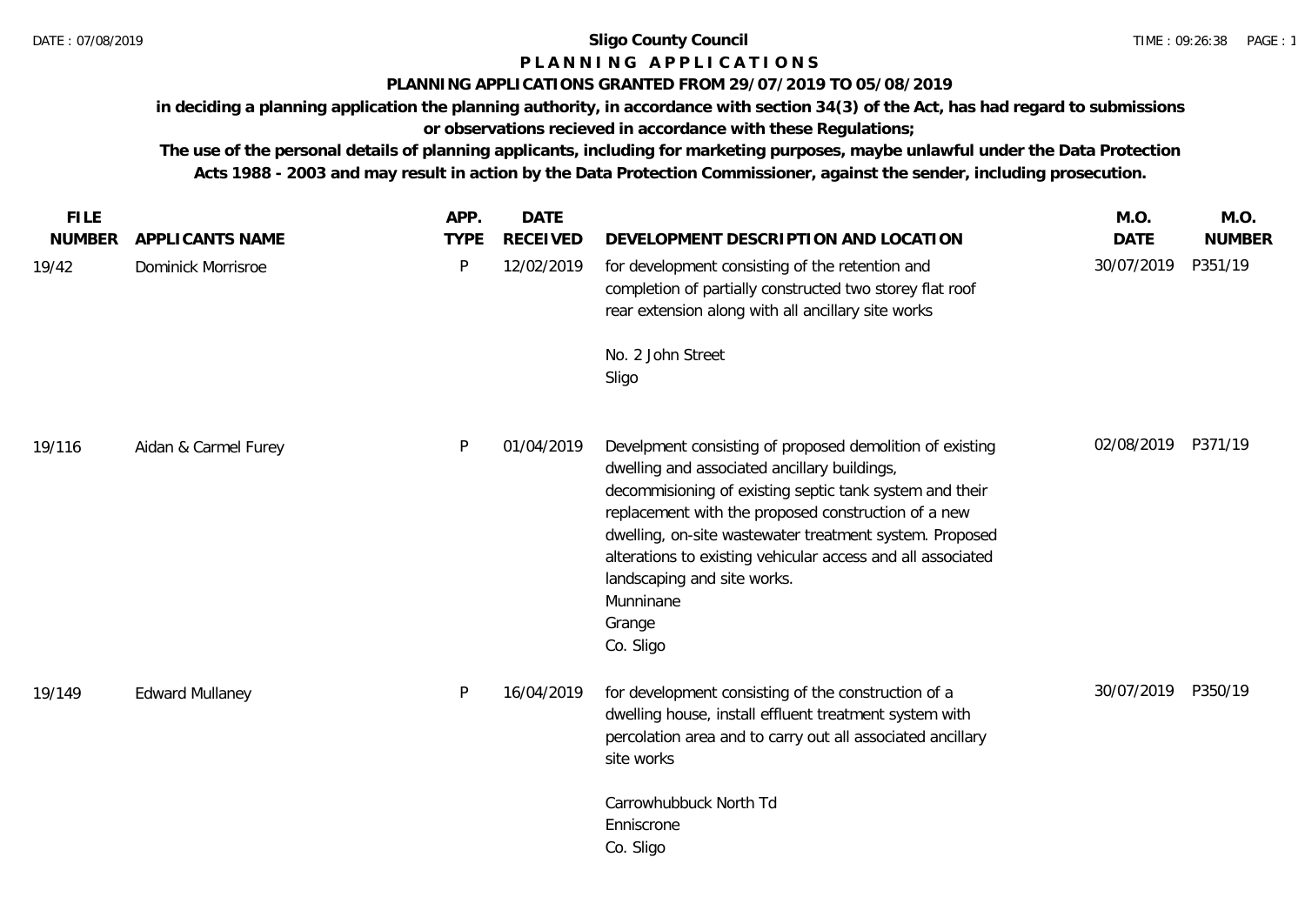**Sligo County Council**

# P L A N N I N G   A P P L I C A T I O N S

## PLANNING APPLICATIONS GRANTED FROM 29/07/2019 TO 05/08/2019

**in deciding a planning application the planning authority, in accordance with section 34(3) of the Act, has had regard to submissions or observations recieved in accordance with these Regulations;**

**The use of the personal details of planning applicants, including for marketing purposes, maybe unlawful under the Data Protection Acts 1988 - 2003 and may result in action by the Data Protection Commissioner, against the sender, including prosecution.**

| FILE NUMBER | APPLICANTS NAME | APP. TYPE | DATE RECEIVED | DEVELOPMENT DESCRIPTION AND LOCATION | M.O. DATE | M.O. NUMBER |
|---|---|---|---|---|---|---|
| 19/42 | Dominick Morrisroe | P | 12/02/2019 | for development consisting of the retention and completion of partially constructed two storey flat roof rear extension along with all ancillary site works<br><br>No. 2 John Street<br>Sligo | 30/07/2019 | P351/19 |
| 19/116 | Aidan & Carmel Furey | P | 01/04/2019 | Develpment consisting of proposed demolition of existing dwelling and associated ancillary buildings, decommisioning of existing septic tank system and their replacement with the proposed construction of a new dwelling, on-site wastewater treatment system. Proposed alterations to existing vehicular access and all associated landscaping and site works.<br>Munninane<br>Grange<br>Co. Sligo | 02/08/2019 | P371/19 |
| 19/149 | Edward Mullaney | P | 16/04/2019 | for development consisting of the construction of a dwelling house, install effluent treatment system with percolation area and to carry out all associated ancillary site works<br><br>Carrowhubbuck North Td<br>Enniscrone<br>Co. Sligo | 30/07/2019 | P350/19 |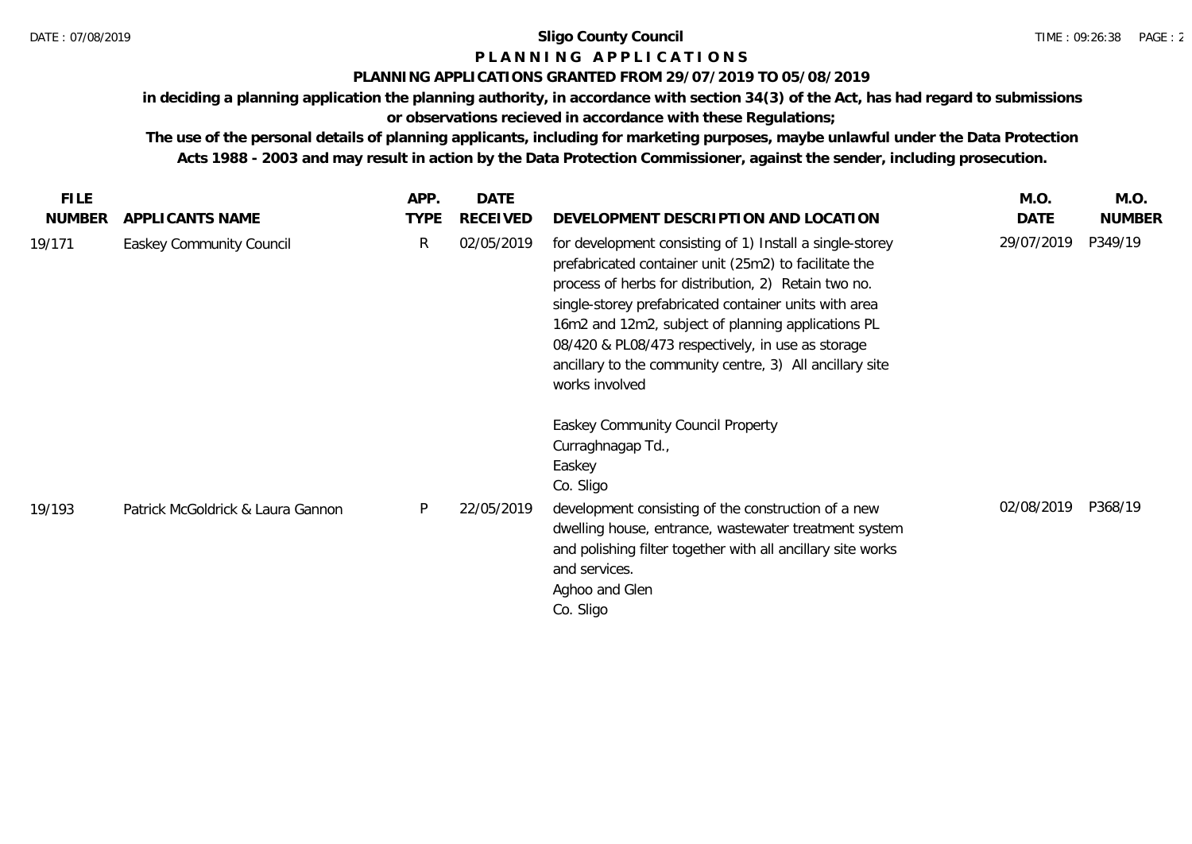**Sligo County Council**

**P L A N N I N G   A P P L I C A T I O N S**

**PLANNING APPLICATIONS GRANTED FROM 29/07/2019 TO 05/08/2019**

**in deciding a planning application the planning authority, in accordance with section 34(3) of the Act, has had regard to submissions or observations recieved in accordance with these Regulations;**

**The use of the personal details of planning applicants, including for marketing purposes, maybe unlawful under the Data Protection Acts 1988 - 2003 and may result in action by the Data Protection Commissioner, against the sender, including prosecution.**

| FILE NUMBER | APPLICANTS NAME | APP. TYPE | DATE RECEIVED | DEVELOPMENT DESCRIPTION AND LOCATION | M.O. DATE | M.O. NUMBER |
|---|---|---|---|---|---|---|
| 19/171 | Easkey Community Council | R | 02/05/2019 | for development consisting of 1) Install a single-storey prefabricated container unit (25m2) to facilitate the process of herbs for distribution, 2) Retain two no. single-storey prefabricated container units with area 16m2 and 12m2, subject of planning applications PL 08/420 & PL08/473 respectively, in use as storage ancillary to the community centre, 3) All ancillary site works involved<br><br>Easkey Community Council Property<br>Curraghnagap Td.,<br>Easkey<br>Co. Sligo | 29/07/2019 | P349/19 |
| 19/193 | Patrick McGoldrick & Laura Gannon | P | 22/05/2019 | development consisting of the construction of a new dwelling house, entrance, wastewater treatment system and polishing filter together with all ancillary site works and services.<br>Aghoo and Glen<br>Co. Sligo | 02/08/2019 | P368/19 |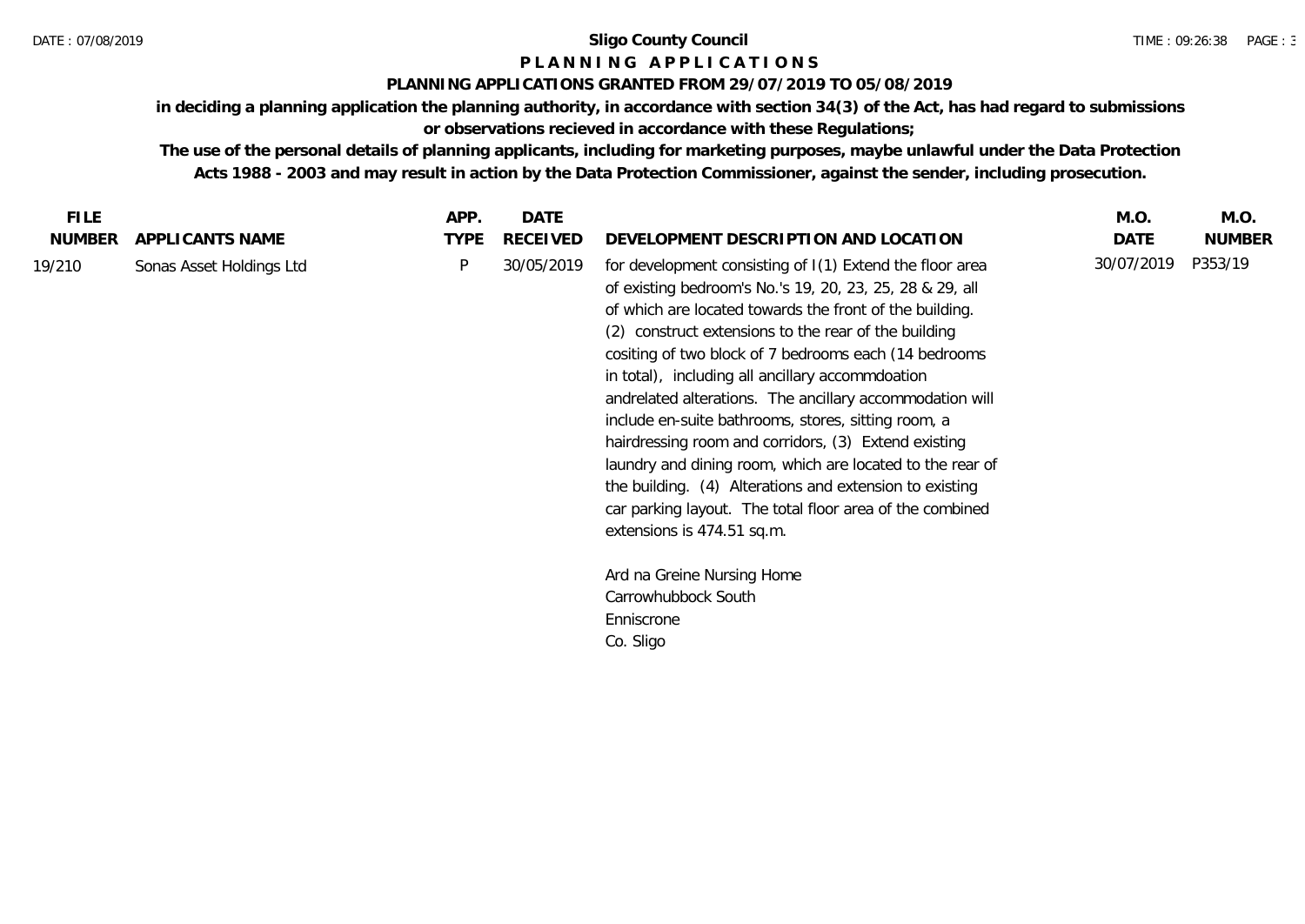**Sligo County Council**

**P L A N N I N G  A P P L I C A T I O N S**

**PLANNING APPLICATIONS GRANTED FROM 29/07/2019 TO 05/08/2019**

**in deciding a planning application the planning authority, in accordance with section 34(3) of the Act, has had regard to submissions or observations recieved in accordance with these Regulations;**

**The use of the personal details of planning applicants, including for marketing purposes, maybe unlawful under the Data Protection Acts 1988 - 2003 and may result in action by the Data Protection Commissioner, against the sender, including prosecution.**

| FILE NUMBER | APPLICANTS NAME | APP. TYPE | DATE RECEIVED | DEVELOPMENT DESCRIPTION AND LOCATION | M.O. DATE | M.O. NUMBER |
|---|---|---|---|---|---|---|
| 19/210 | Sonas Asset Holdings Ltd | P | 30/05/2019 | for development consisting of I(1) Extend the floor area of existing bedroom's No.'s 19, 20, 23, 25, 28 & 29, all of which are located towards the front of the building. (2) construct extensions to the rear of the building cositing of two block of 7 bedrooms each (14 bedrooms in total), including all ancillary accommdoation andrelated alterations. The ancillary accommodation will include en-suite bathrooms, stores, sitting room, a hairdressing room and corridors, (3) Extend existing laundry and dining room, which are located to the rear of the building. (4) Alterations and extension to existing car parking layout. The total floor area of the combined extensions is 474.51 sq.m.<br><br>Ard na Greine Nursing Home<br>Carrowhubbock South<br>Enniscrone<br>Co. Sligo | 30/07/2019 | P353/19 |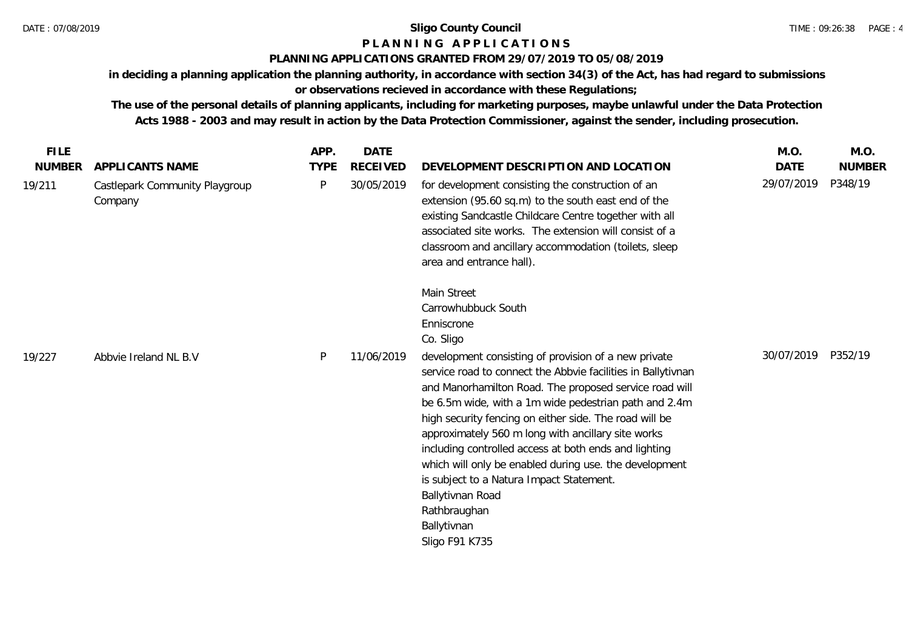**Sligo County Council**

**P L A N N I N G  A P P L I C A T I O N S**

**PLANNING APPLICATIONS GRANTED FROM 29/07/2019 TO 05/08/2019**

**in deciding a planning application the planning authority, in accordance with section 34(3) of the Act, has had regard to submissions or observations recieved in accordance with these Regulations;**

**The use of the personal details of planning applicants, including for marketing purposes, maybe unlawful under the Data Protection Acts 1988 - 2003 and may result in action by the Data Protection Commissioner, against the sender, including prosecution.**

| FILE NUMBER | APPLICANTS NAME | APP. TYPE | DATE RECEIVED | DEVELOPMENT DESCRIPTION AND LOCATION | M.O. DATE | M.O. NUMBER |
|---|---|---|---|---|---|---|
| 19/211 | Castlepark Community Playgroup Company | P | 30/05/2019 | for development consisting the construction of an extension (95.60 sq.m) to the south east end of the existing Sandcastle Childcare Centre together with all associated site works. The extension will consist of a classroom and ancillary accommodation (toilets, sleep area and entrance hall).<br><br>Main Street<br>Carrowhubbuck South<br>Enniscrone<br>Co. Sligo | 29/07/2019 | P348/19 |
| 19/227 | Abbvie Ireland NL B.V | P | 11/06/2019 | development consisting of provision of a new private service road to connect the Abbvie facilities in Ballytivnan and Manorhamilton Road. The proposed service road will be 6.5m wide, with a 1m wide pedestrian path and 2.4m high security fencing on either side. The road will be approximately 560 m long with ancillary site works including controlled access at both ends and lighting which will only be enabled during use. the development is subject to a Natura Impact Statement.<br>Ballytivnan Road<br>Rathbraughan<br>Ballytivnan<br>Sligo F91 K735 | 30/07/2019 | P352/19 |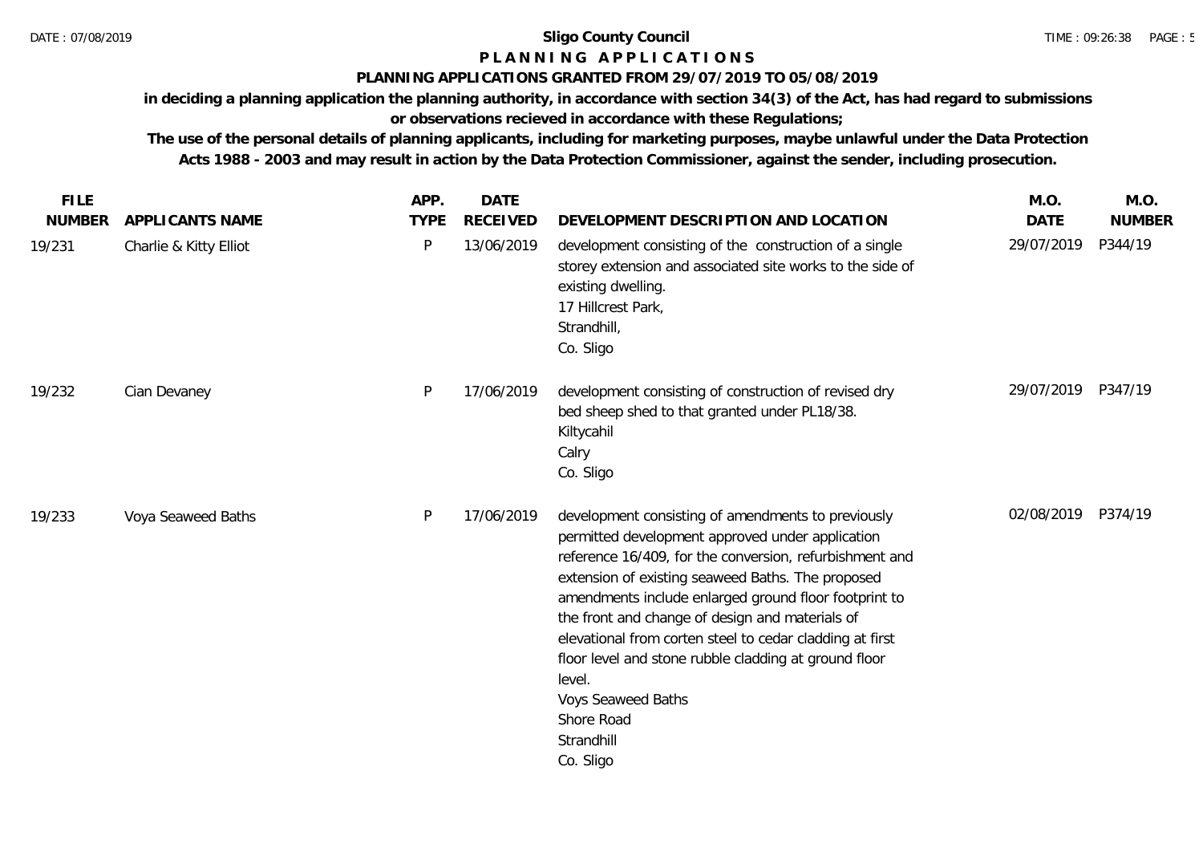**Sligo County Council**

**P L A N N I N G   A P P L I C A T I O N S**

**PLANNING APPLICATIONS GRANTED FROM 29/07/2019 TO 05/08/2019**

**in deciding a planning application the planning authority, in accordance with section 34(3) of the Act, has had regard to submissions or observations recieved in accordance with these Regulations;**

**The use of the personal details of planning applicants, including for marketing purposes, maybe unlawful under the Data Protection Acts 1988 - 2003 and may result in action by the Data Protection Commissioner, against the sender, including prosecution.**

| FILE NUMBER | APPLICANTS NAME | APP. TYPE | DATE RECEIVED | DEVELOPMENT DESCRIPTION AND LOCATION | M.O. DATE | M.O. NUMBER |
|---|---|---|---|---|---|---|
| 19/231 | Charlie & Kitty Elliot | P | 13/06/2019 | development consisting of the construction of a single storey extension and associated site works to the side of existing dwelling.<br>17 Hillcrest Park,<br>Strandhill,<br>Co. Sligo | 29/07/2019 | P344/19 |
| 19/232 | Cian Devaney | P | 17/06/2019 | development consisting of construction of revised dry bed sheep shed to that granted under PL18/38.<br>Kiltycahil<br>Calry<br>Co. Sligo | 29/07/2019 | P347/19 |
| 19/233 | Voya Seaweed Baths | P | 17/06/2019 | development consisting of amendments to previously permitted development approved under application reference 16/409, for the conversion, refurbishment and extension of existing seaweed Baths. The proposed amendments include enlarged ground floor footprint to the front and change of design and materials of elevational from corten steel to cedar cladding at first floor level and stone rubble cladding at ground floor level.<br>Voys Seaweed Baths<br>Shore Road<br>Strandhill<br>Co. Sligo | 02/08/2019 | P374/19 |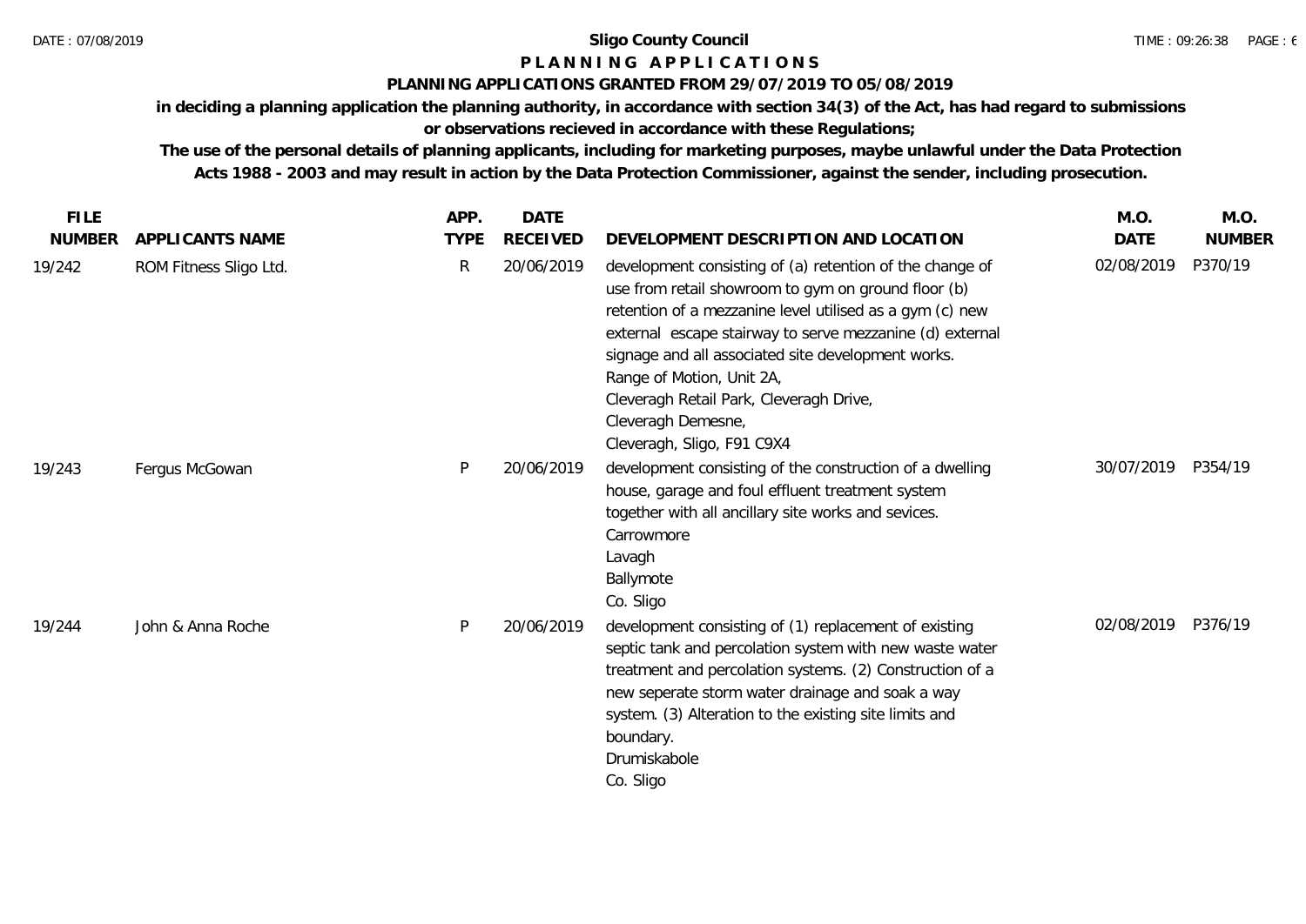**Sligo County Council**

**P L A N N I N G   A P P L I C A T I O N S**

**PLANNING APPLICATIONS GRANTED FROM 29/07/2019 TO 05/08/2019**

**in deciding a planning application the planning authority, in accordance with section 34(3) of the Act, has had regard to submissions or observations recieved in accordance with these Regulations;**

**The use of the personal details of planning applicants, including for marketing purposes, maybe unlawful under the Data Protection Acts 1988 - 2003 and may result in action by the Data Protection Commissioner, against the sender, including prosecution.**

| FILE NUMBER | APPLICANTS NAME | APP. TYPE | DATE RECEIVED | DEVELOPMENT DESCRIPTION AND LOCATION | M.O. DATE | M.O. NUMBER |
|---|---|---|---|---|---|---|
| 19/242 | ROM Fitness Sligo Ltd. | R | 20/06/2019 | development consisting of (a) retention of the change of use from retail showroom to gym on ground floor (b) retention of a mezzanine level utilised as a gym (c) new external escape stairway to serve mezzanine (d) external signage and all associated site development works. Range of Motion, Unit 2A, Cleveragh Retail Park, Cleveragh Drive, Cleveragh Demesne, Cleveragh, Sligo, F91 C9X4 | 02/08/2019 | P370/19 |
| 19/243 | Fergus McGowan | P | 20/06/2019 | development consisting of the construction of a dwelling house, garage and foul effluent treatment system together with all ancillary site works and sevices. Carrowmore Lavagh Ballymote Co. Sligo | 30/07/2019 | P354/19 |
| 19/244 | John & Anna Roche | P | 20/06/2019 | development consisting of (1) replacement of existing septic tank and percolation system with new waste water treatment and percolation systems. (2) Construction of a new seperate storm water drainage and soak a way system. (3) Alteration to the existing site limits and boundary. Drumiskabole Co. Sligo | 02/08/2019 | P376/19 |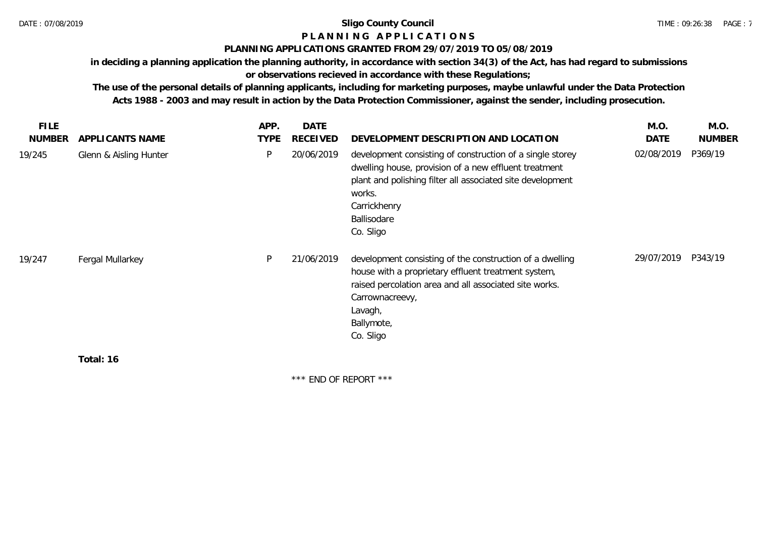**Sligo County Council**

**P L A N N I N G   A P P L I C A T I O N S**

**PLANNING APPLICATIONS GRANTED FROM 29/07/2019 TO 05/08/2019**

**in deciding a planning application the planning authority, in accordance with section 34(3) of the Act, has had regard to submissions or observations recieved in accordance with these Regulations;**

**The use of the personal details of planning applicants, including for marketing purposes, maybe unlawful under the Data Protection Acts 1988 - 2003 and may result in action by the Data Protection Commissioner, against the sender, including prosecution.**

| FILE NUMBER | APPLICANTS NAME | APP. TYPE | DATE RECEIVED | DEVELOPMENT DESCRIPTION AND LOCATION | M.O. DATE | M.O. NUMBER |
|---|---|---|---|---|---|---|
| 19/245 | Glenn & Aisling Hunter | P | 20/06/2019 | development consisting of construction of a single storey dwelling house, provision of a new effluent treatment plant and polishing filter all associated site development works.<br>Carrickhenry<br>Ballisodare<br>Co. Sligo | 02/08/2019 | P369/19 |
| 19/247 | Fergal Mullarkey | P | 21/06/2019 | development consisting of the construction of a dwelling house with a proprietary effluent treatment system, raised percolation area and all associated site works.<br>Carrownacreevy,<br>Lavagh,<br>Ballymote,<br>Co. Sligo | 29/07/2019 | P343/19 |

**Total: 16**

\*\*\* END OF REPORT \*\*\*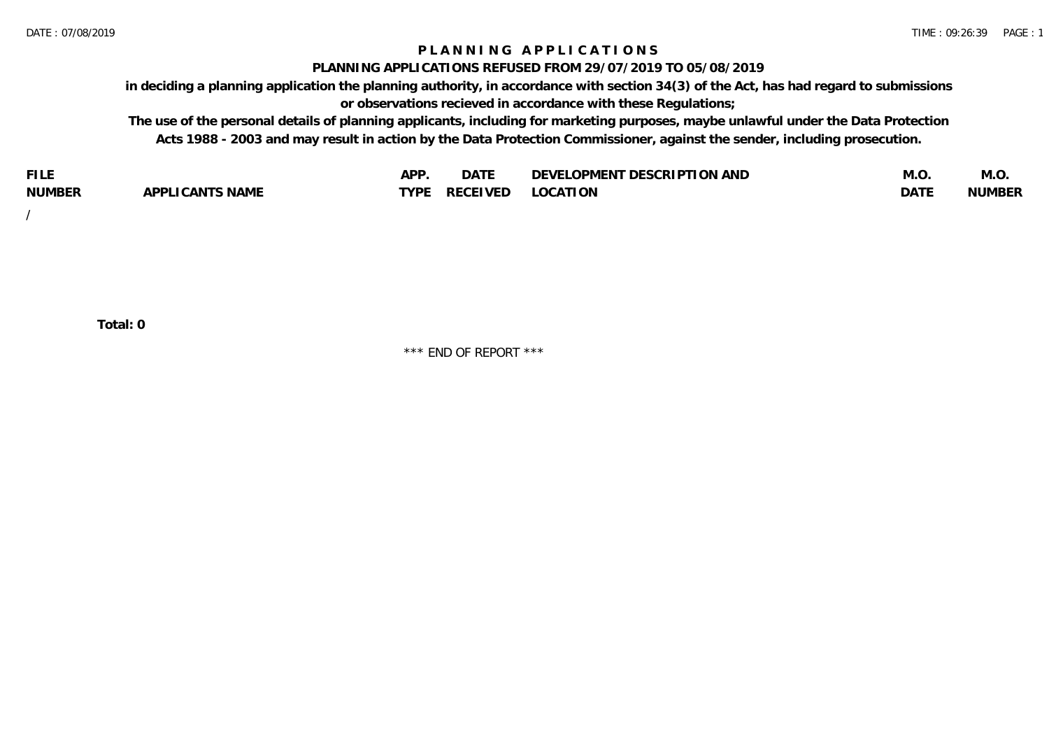# PLANNING APPLICATIONS

## PLANNING APPLICATIONS REFUSED FROM 29/07/2019 TO 05/08/2019

**in deciding a planning application the planning authority, in accordance with section 34(3) of the Act, has had regard to submissions or observations recieved in accordance with these Regulations;**

**The use of the personal details of planning applicants, including for marketing purposes, maybe unlawful under the Data Protection Acts 1988 - 2003 and may result in action by the Data Protection Commissioner, against the sender, including prosecution.**

| FILE NUMBER | APPLICANTS NAME | APP. TYPE | DATE RECEIVED | DEVELOPMENT DESCRIPTION AND LOCATION | M.O. DATE | M.O. NUMBER |
|---|---|---|---|---|---|---|
| / | | | | | | |

**Total: 0**

\*\*\* END OF REPORT \*\*\*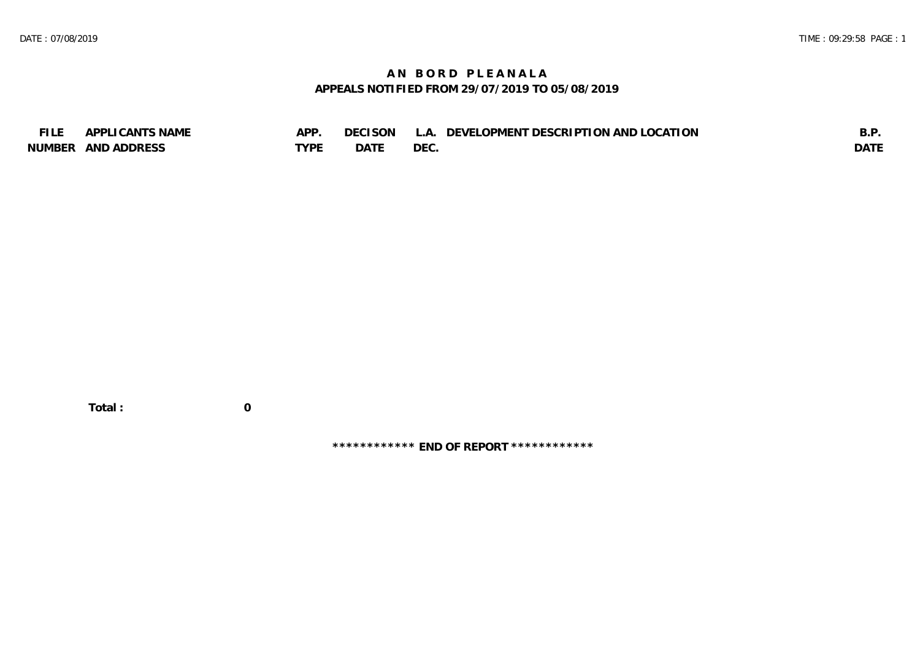# AN BORD PLEANALA

## APPEALS NOTIFIED FROM 29/07/2019 TO 05/08/2019

| FILE NUMBER | APPLICANTS NAME AND ADDRESS | APP. TYPE | DECISON DATE | L.A. DEC. | DEVELOPMENT DESCRIPTION AND LOCATION | B.P. DATE |
|---|---|---|---|---|---|---|

**Total : 0**

**\*\*\*\*\*\*\*\*\*\*\*\* END OF REPORT \*\*\*\*\*\*\*\*\*\*\*\***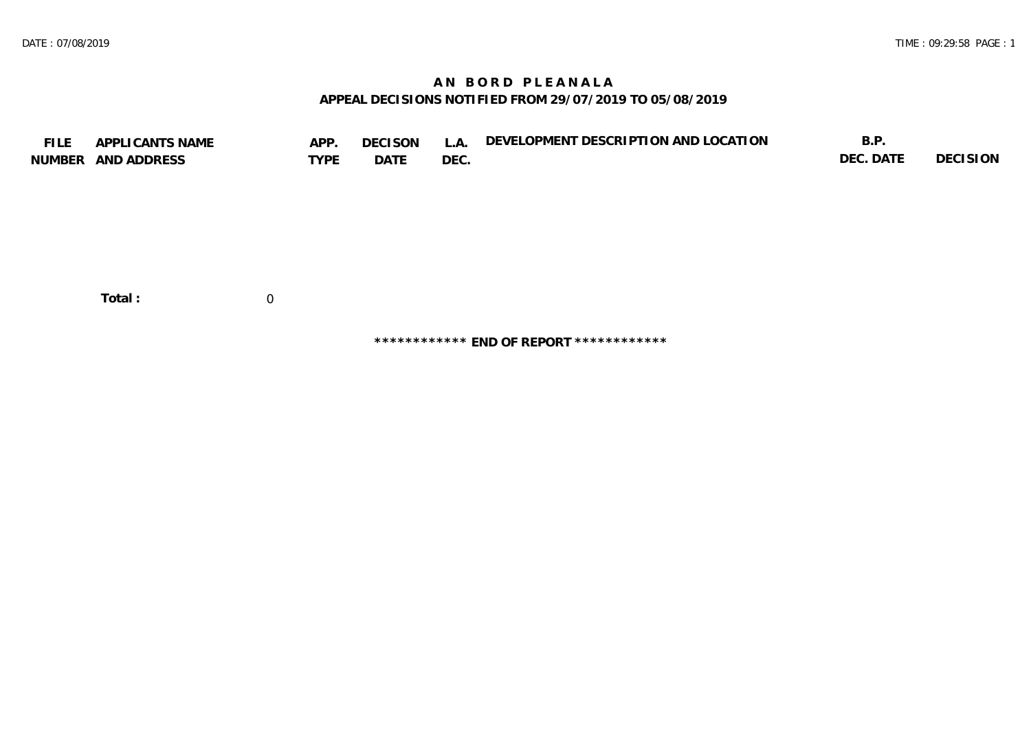# AN BORD PLEANALA

## APPEAL DECISIONS NOTIFIED FROM 29/07/2019 TO 05/08/2019

| FILE NUMBER | APPLICANTS NAME AND ADDRESS | APP. TYPE | DECISON DATE | L.A. DEC. | DEVELOPMENT DESCRIPTION AND LOCATION | B.P. DEC. DATE | DECISION |
|---|---|---|---|---|---|---|---|

**Total :** 0

************ **END OF REPORT** ************